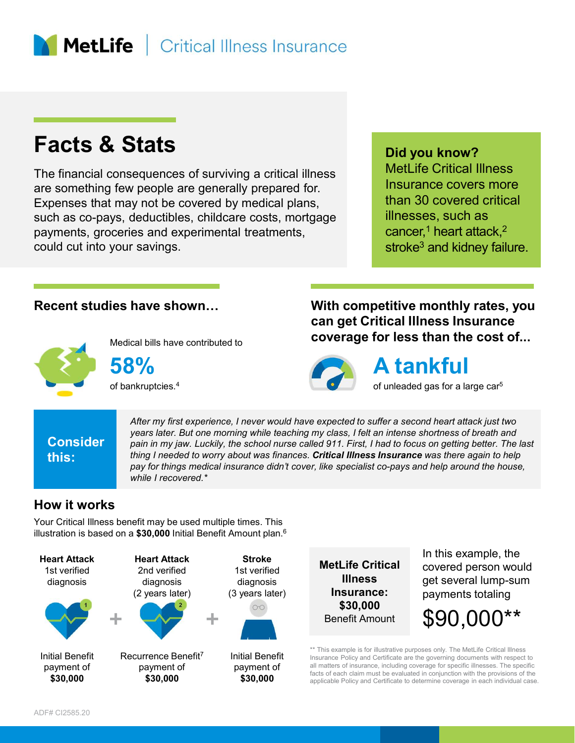MetLife | Critical Illness Insurance

# Facts & Stats

The financial consequences of surviving a critical illness are something few people are generally prepared for. Expenses that may not be covered by medical plans, such as co-pays, deductibles, childcare costs, mortgage payments, groceries and experimental treatments, could cut into your savings.

**Did you know?**
MetLife Critical Illness Insurance covers more than 30 covered critical illnesses, such as cancer,[1] heart attack,[2] stroke[3] and kidney failure.

## Recent studies have shown…

Medical bills have contributed to

**58%**

of bankruptcies.[4]

## With competitive monthly rates, you can get Critical Illness Insurance coverage for less than the cost of...

**A tankful**

of unleaded gas for a large car[5]

**Consider this:**

*After my first experience, I never would have expected to suffer a second heart attack just two years later. But one morning while teaching my class, I felt an intense shortness of breath and pain in my jaw. Luckily, the school nurse called 911. First, I had to focus on getting better. The last thing I needed to worry about was finances.* ***Critical Illness Insurance*** *was there again to help pay for things medical insurance didn't cover, like specialist co-pays and help around the house, while I recovered.\**

## How it works

Your Critical Illness benefit may be used multiple times. This illustration is based on a **$30,000** Initial Benefit Amount plan.[6]

| **Heart Attack** 1st verified diagnosis | | **Heart Attack** 2nd verified diagnosis (2 years later) | | **Stroke** 1st verified diagnosis (3 years later) |
|---|---|---|---|---|
| Initial Benefit payment of **$30,000** | + | Recurrence Benefit[7] payment of **$30,000** | + | Initial Benefit payment of **$30,000** |

**MetLife Critical Illness Insurance: $30,000** Benefit Amount

In this example, the covered person would get several lump-sum payments totaling

$90,000**

** This example is for illustrative purposes only. The MetLife Critical Illness Insurance Policy and Certificate are the governing documents with respect to all matters of insurance, including coverage for specific illnesses. The specific facts of each claim must be evaluated in conjunction with the provisions of the applicable Policy and Certificate to determine coverage in each individual case.

ADF# CI2585.20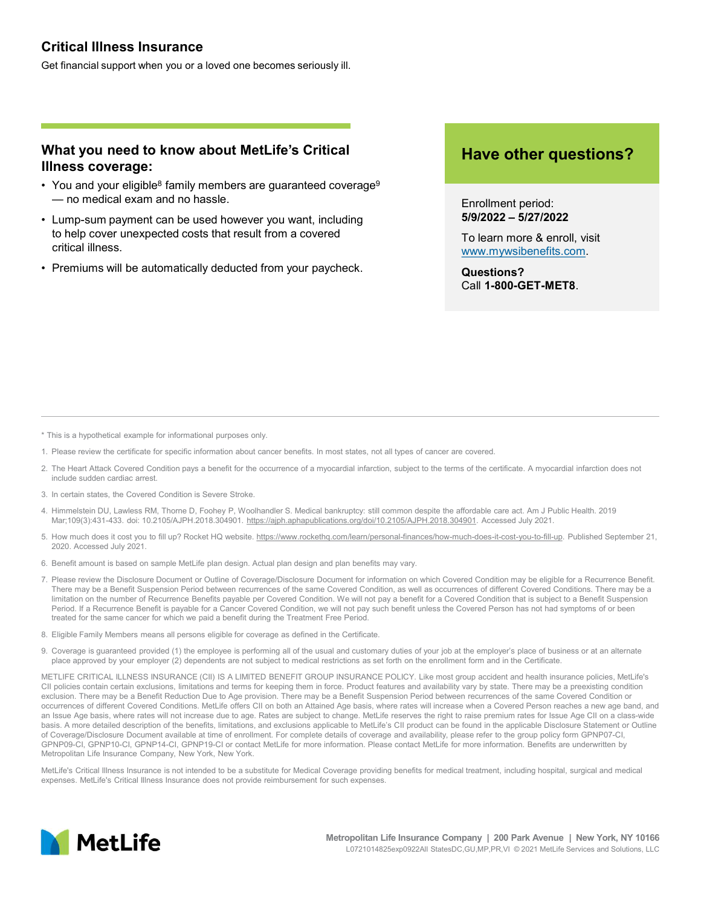## Critical Illness Insurance

Get financial support when you or a loved one becomes seriously ill.

### What you need to know about MetLife's Critical Illness coverage:

- You and your eligible[8] family members are guaranteed coverage[9] — no medical exam and no hassle.
- Lump-sum payment can be used however you want, including to help cover unexpected costs that result from a covered critical illness.
- Premiums will be automatically deducted from your paycheck.

### Have other questions?

Enrollment period:
**5/9/2022 – 5/27/2022**

To learn more & enroll, visit www.mywsibenefits.com.

**Questions?**
Call **1-800-GET-MET8**.

---

* This is a hypothetical example for informational purposes only.

1. Please review the certificate for specific information about cancer benefits. In most states, not all types of cancer are covered.
2. The Heart Attack Covered Condition pays a benefit for the occurrence of a myocardial infarction, subject to the terms of the certificate. A myocardial infarction does not include sudden cardiac arrest.
3. In certain states, the Covered Condition is Severe Stroke.
4. Himmelstein DU, Lawless RM, Thorne D, Foohey P, Woolhandler S. Medical bankruptcy: still common despite the affordable care act. Am J Public Health. 2019 Mar;109(3):431-433. doi: 10.2105/AJPH.2018.304901. https://ajph.aphapublications.org/doi/10.2105/AJPH.2018.304901. Accessed July 2021.
5. How much does it cost you to fill up? Rocket HQ website. https://www.rockethq.com/learn/personal-finances/how-much-does-it-cost-you-to-fill-up. Published September 21, 2020. Accessed July 2021.
6. Benefit amount is based on sample MetLife plan design. Actual plan design and plan benefits may vary.
7. Please review the Disclosure Document or Outline of Coverage/Disclosure Document for information on which Covered Condition may be eligible for a Recurrence Benefit. There may be a Benefit Suspension Period between recurrences of the same Covered Condition, as well as occurrences of different Covered Conditions. There may be a limitation on the number of Recurrence Benefits payable per Covered Condition. We will not pay a benefit for a Covered Condition that is subject to a Benefit Suspension Period. If a Recurrence Benefit is payable for a Cancer Covered Condition, we will not pay such benefit unless the Covered Person has not had symptoms of or been treated for the same cancer for which we paid a benefit during the Treatment Free Period.
8. Eligible Family Members means all persons eligible for coverage as defined in the Certificate.
9. Coverage is guaranteed provided (1) the employee is performing all of the usual and customary duties of your job at the employer's place of business or at an alternate place approved by your employer (2) dependents are not subject to medical restrictions as set forth on the enrollment form and in the Certificate.

METLIFE CRITICAL ILLNESS INSURANCE (CII) IS A LIMITED BENEFIT GROUP INSURANCE POLICY. Like most group accident and health insurance policies, MetLife's CII policies contain certain exclusions, limitations and terms for keeping them in force. Product features and availability vary by state. There may be a preexisting condition exclusion. There may be a Benefit Reduction Due to Age provision. There may be a Benefit Suspension Period between recurrences of the same Covered Condition or occurrences of different Covered Conditions. MetLife offers CII on both an Attained Age basis, where rates will increase when a Covered Person reaches a new age band, and an Issue Age basis, where rates will not increase due to age. Rates are subject to change. MetLife reserves the right to raise premium rates for Issue Age CII on a class-wide basis. A more detailed description of the benefits, limitations, and exclusions applicable to MetLife's CII product can be found in the applicable Disclosure Statement or Outline of Coverage/Disclosure Document available at time of enrollment. For complete details of coverage and availability, please refer to the group policy form GPNP07-CI, GPNP09-CI, GPNP10-CI, GPNP14-CI, GPNP19-CI or contact MetLife for more information. Please contact MetLife for more information. Benefits are underwritten by Metropolitan Life Insurance Company, New York, New York.

MetLife's Critical Illness Insurance is not intended to be a substitute for Medical Coverage providing benefits for medical treatment, including hospital, surgical and medical expenses. MetLife's Critical Illness Insurance does not provide reimbursement for such expenses.

MetLife

**Metropolitan Life Insurance Company | 200 Park Avenue | New York, NY 10166**
L0721014825exp0922All StatesDC,GU,MP,PR,VI © 2021 MetLife Services and Solutions, LLC